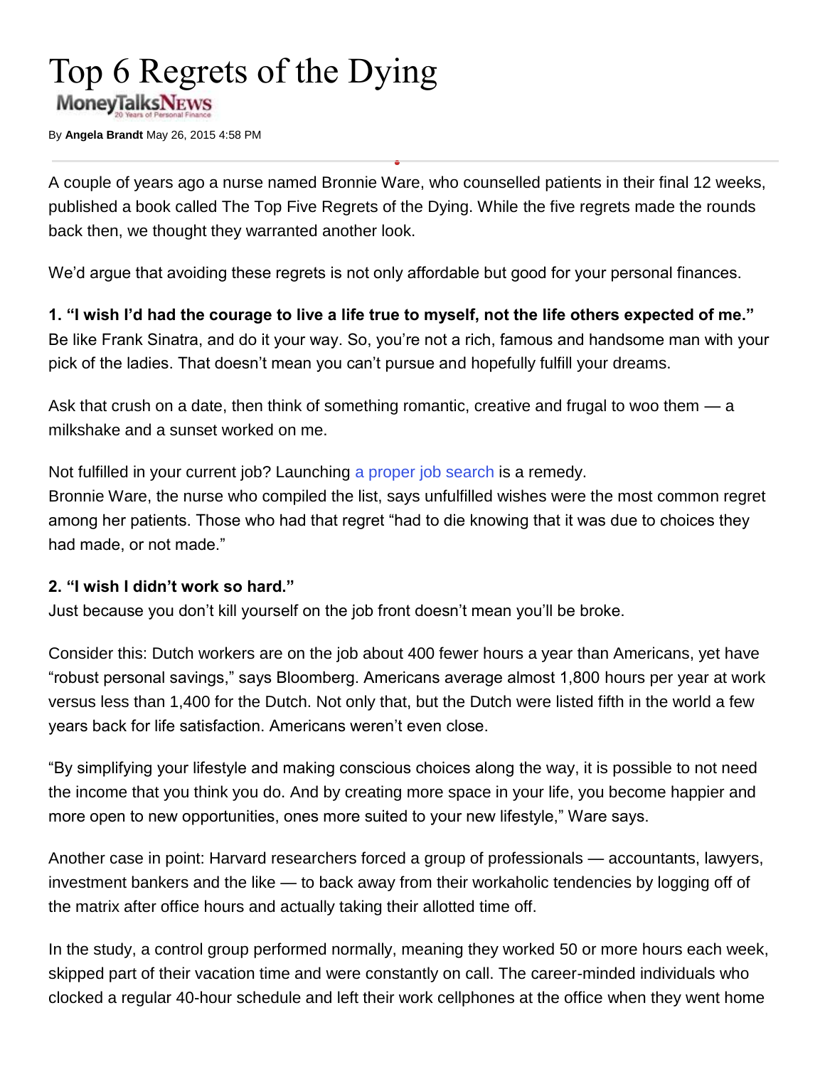# Top 6 Regrets of the Dying

MoneyTalksNews

By **Angela Brandt** May 26, 2015 4:58 PM

A couple of years ago a nurse named Bronnie Ware, who counselled patients in their final 12 weeks, published a book called The Top Five Regrets of the Dying. While the five regrets made the rounds back then, we thought they warranted another look.

We'd argue that avoiding these regrets is not only affordable but good for your personal finances.

**1. "I wish I'd had the courage to live a life true to myself, not the life others expected of me."**
Be like Frank Sinatra, and do it your way. So, you're not a rich, famous and handsome man with your pick of the ladies. That doesn't mean you can't pursue and hopefully fulfill your dreams.

Ask that crush on a date, then think of something romantic, creative and frugal to woo them — a milkshake and a sunset worked on me.

Not fulfilled in your current job? Launching a proper job search is a remedy.
Bronnie Ware, the nurse who compiled the list, says unfulfilled wishes were the most common regret among her patients. Those who had that regret "had to die knowing that it was due to choices they had made, or not made."

**2. "I wish I didn't work so hard."**
Just because you don't kill yourself on the job front doesn't mean you'll be broke.

Consider this: Dutch workers are on the job about 400 fewer hours a year than Americans, yet have "robust personal savings," says Bloomberg. Americans average almost 1,800 hours per year at work versus less than 1,400 for the Dutch. Not only that, but the Dutch were listed fifth in the world a few years back for life satisfaction. Americans weren't even close.

"By simplifying your lifestyle and making conscious choices along the way, it is possible to not need the income that you think you do. And by creating more space in your life, you become happier and more open to new opportunities, ones more suited to your new lifestyle," Ware says.

Another case in point: Harvard researchers forced a group of professionals — accountants, lawyers, investment bankers and the like — to back away from their workaholic tendencies by logging off of the matrix after office hours and actually taking their allotted time off.

In the study, a control group performed normally, meaning they worked 50 or more hours each week, skipped part of their vacation time and were constantly on call. The career-minded individuals who clocked a regular 40-hour schedule and left their work cellphones at the office when they went home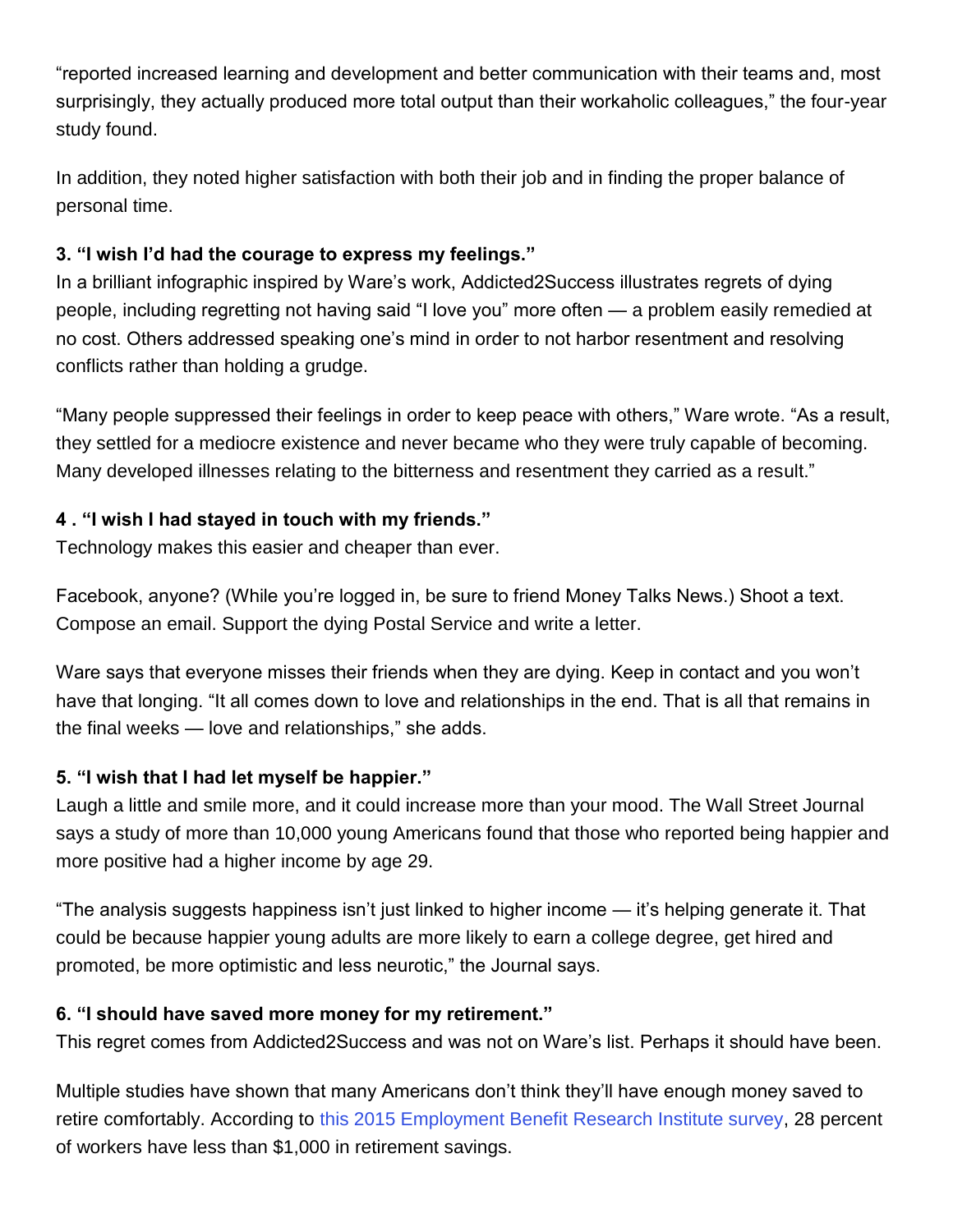"reported increased learning and development and better communication with their teams and, most surprisingly, they actually produced more total output than their workaholic colleagues," the four-year study found.

In addition, they noted higher satisfaction with both their job and in finding the proper balance of personal time.

**3. "I wish I'd had the courage to express my feelings."**
In a brilliant infographic inspired by Ware's work, Addicted2Success illustrates regrets of dying people, including regretting not having said "I love you" more often — a problem easily remedied at no cost. Others addressed speaking one's mind in order to not harbor resentment and resolving conflicts rather than holding a grudge.

"Many people suppressed their feelings in order to keep peace with others," Ware wrote. "As a result, they settled for a mediocre existence and never became who they were truly capable of becoming. Many developed illnesses relating to the bitterness and resentment they carried as a result."

**4 . "I wish I had stayed in touch with my friends."**
Technology makes this easier and cheaper than ever.

Facebook, anyone? (While you're logged in, be sure to friend Money Talks News.) Shoot a text. Compose an email. Support the dying Postal Service and write a letter.

Ware says that everyone misses their friends when they are dying. Keep in contact and you won't have that longing. "It all comes down to love and relationships in the end. That is all that remains in the final weeks — love and relationships," she adds.

**5. "I wish that I had let myself be happier."**
Laugh a little and smile more, and it could increase more than your mood. The Wall Street Journal says a study of more than 10,000 young Americans found that those who reported being happier and more positive had a higher income by age 29.

"The analysis suggests happiness isn't just linked to higher income — it's helping generate it. That could be because happier young adults are more likely to earn a college degree, get hired and promoted, be more optimistic and less neurotic," the Journal says.

**6. "I should have saved more money for my retirement."**
This regret comes from Addicted2Success and was not on Ware's list. Perhaps it should have been.

Multiple studies have shown that many Americans don't think they'll have enough money saved to retire comfortably. According to this 2015 Employment Benefit Research Institute survey, 28 percent of workers have less than $1,000 in retirement savings.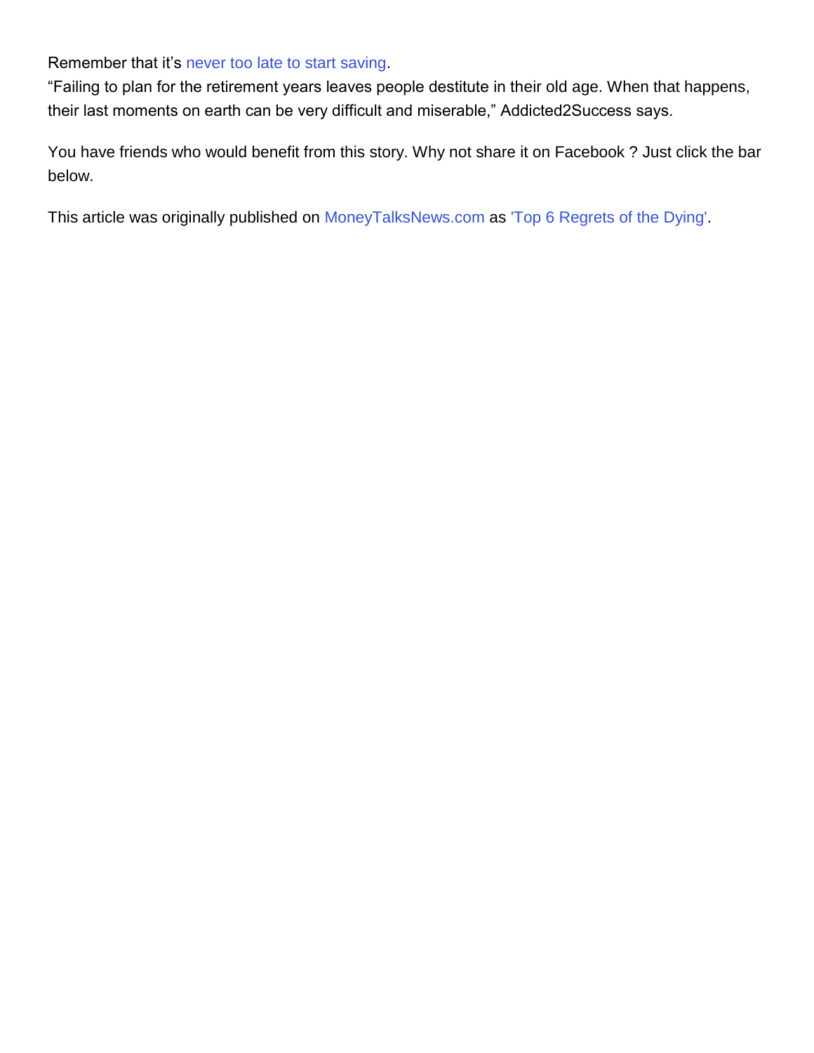Remember that it's never too late to start saving.

"Failing to plan for the retirement years leaves people destitute in their old age. When that happens, their last moments on earth can be very difficult and miserable," Addicted2Success says.

You have friends who would benefit from this story. Why not share it on Facebook ? Just click the bar below.

This article was originally published on MoneyTalksNews.com as 'Top 6 Regrets of the Dying'.